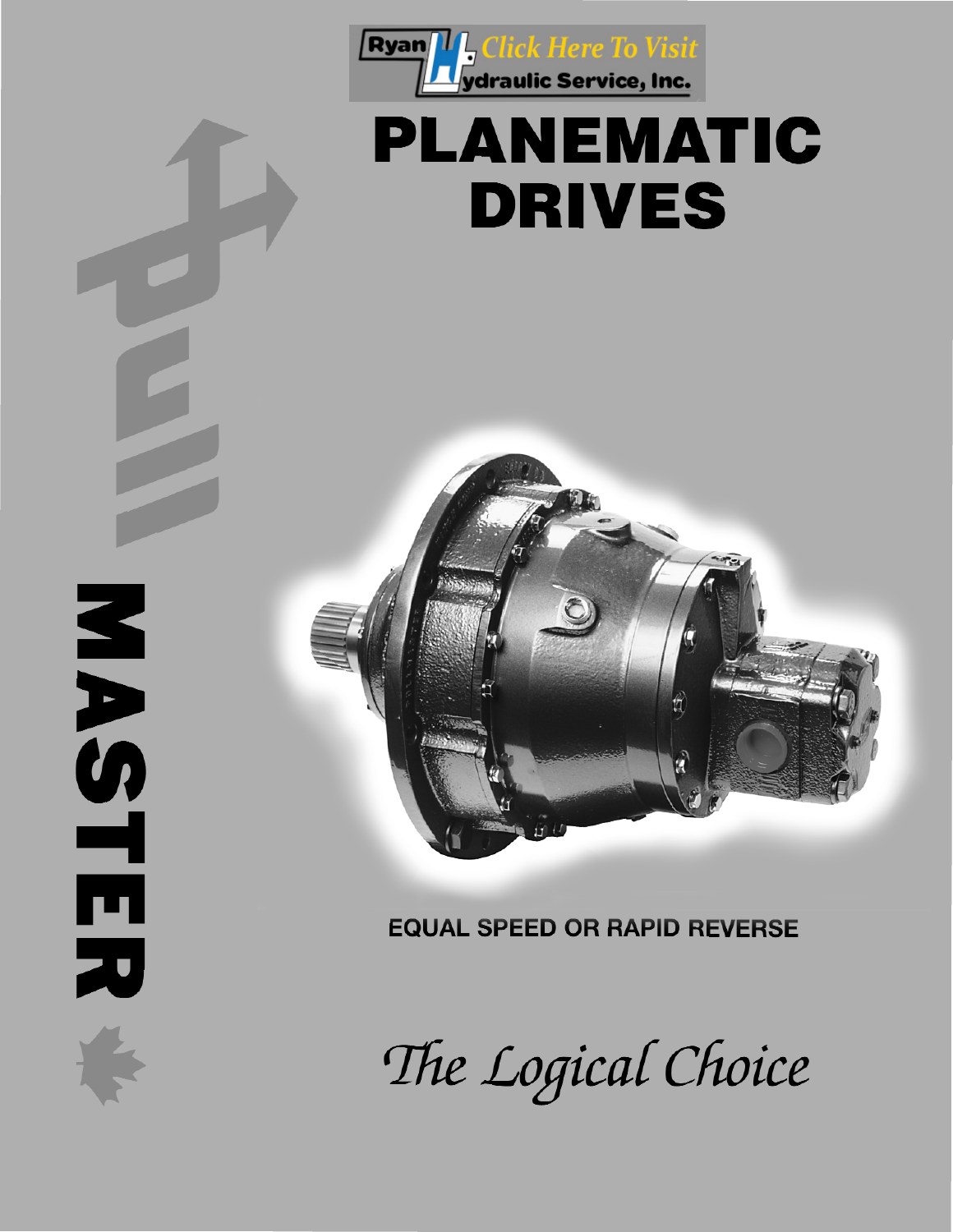Ryan Hydraulic Service, Inc. Click Here To Visit

# PLANEMATIC DRIVES

PULLMASTER

EQUAL SPEED OR RAPID REVERSE

*The Logical Choice*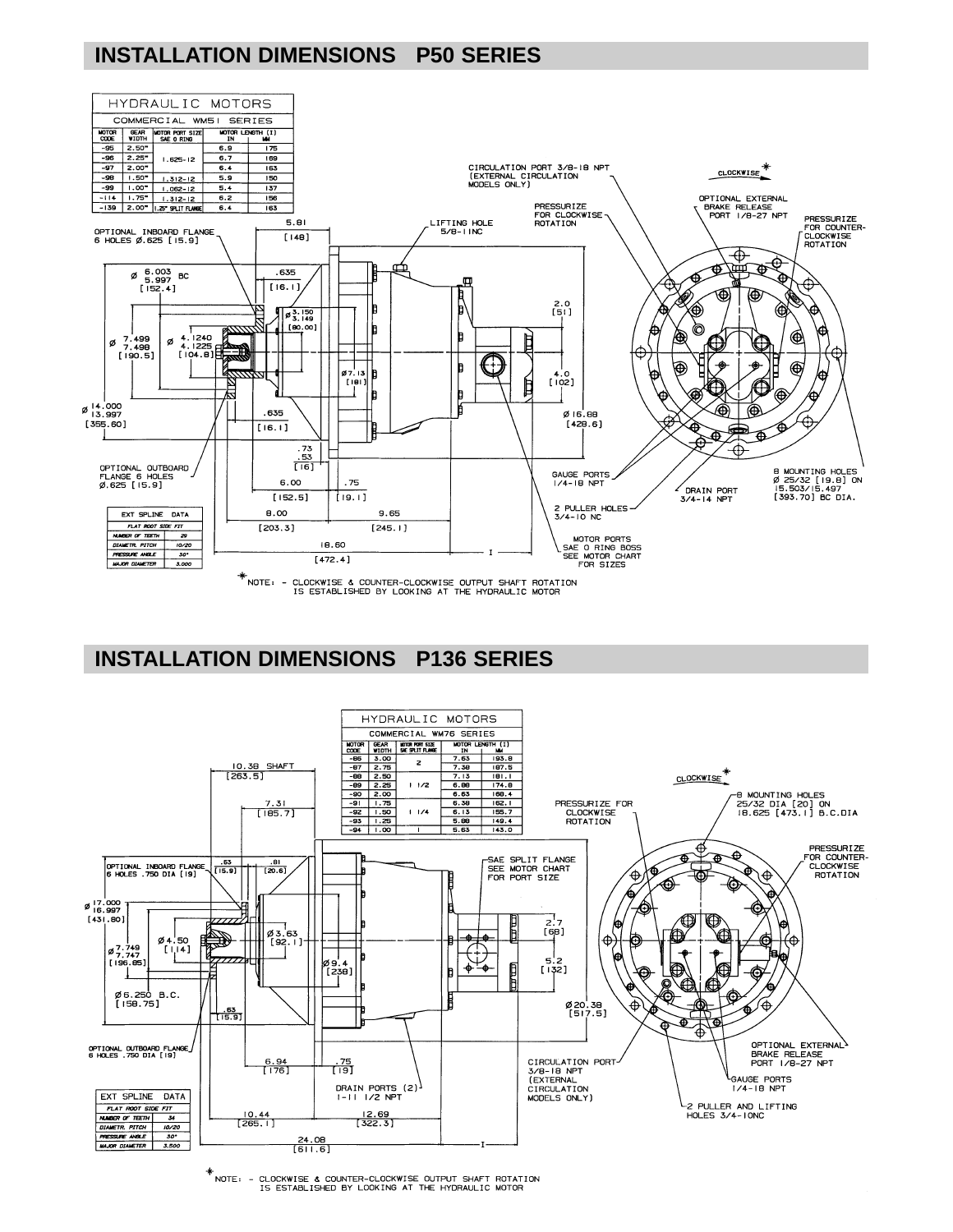## INSTALLATION DIMENSIONS P50 SERIES

**HYDRAULIC MOTORS**
**COMMERCIAL WM51 SERIES**

| MOTOR CODE | GEAR WIDTH | MOTOR PORT SIZE SAE O RING | MOTOR LENGTH (I) IN | MM |
|---|---|---|---|---|
| -95 | 2.50" | 1.625-12 | 6.9 | 175 |
| -96 | 2.25" | | 6.7 | 169 |
| -97 | 2.00" | | 6.4 | 163 |
| -98 | 1.50" | 1.312-12 | 5.9 | 150 |
| -99 | 1.00" | 1.062-12 | 5.4 | 137 |
| -114 | 1.75" | 1.312-12 | 6.2 | 156 |
| -139 | 2.00" | 1.25" SPLIT FLANGE | 6.4 | 163 |

OPTIONAL INBOARD FLANGE 6 HOLES Ø.625 [15.9]

Ø 6.003 / 5.997 BC [152.4]

Ø 7.499 / 7.498 [190.5]

Ø 4.1240 / 4.1225 [104.8]

Ø 3.150 / 3.149 [80.00]

Ø 14.000 / 13.997 [355.60]

5.81 [148]

.635 [16.1]

.635 [16.1]

Ø7.13 [181]

.73 / .53 [16]

6.00 [152.5]

.75 [19.1]

8.00 [203.3]

9.65 [245.1]

18.60 [472.4]

2.0 [51]

4.0 [102]

Ø 16.88 [428.6]

OPTIONAL OUTBOARD FLANGE 6 HOLES Ø.625 [15.9]

LIFTING HOLE 5/8-11NC

CIRCULATION PORT 3/8-18 NPT (EXTERNAL CIRCULATION MODELS ONLY)

PRESSURIZE FOR CLOCKWISE ROTATION

CLOCKWISE*

OPTIONAL EXTERNAL BRAKE RELEASE PORT 1/8-27 NPT

PRESSURIZE FOR COUNTER-CLOCKWISE ROTATION

GAUGE PORTS 1/4-18 NPT

DRAIN PORT 3/4-14 NPT

8 MOUNTING HOLES Ø 25/32 [19.8] ON 15.503/15.497 [393.70] BC DIA.

2 PULLER HOLES 3/4-10 NC

MOTOR PORTS SAE O RING BOSS SEE MOTOR CHART FOR SIZES

| EXT SPLINE DATA | |
|---|---|
| FLAT ROOT SIDE FIT | |
| NUMBER OF TEETH | 29 |
| DIAMETR. PITCH | 10/20 |
| PRESSURE ANGLE | 30° |
| MAJOR DIAMETER | 3.000 |

*NOTE: - CLOCKWISE & COUNTER-CLOCKWISE OUTPUT SHAFT ROTATION IS ESTABLISHED BY LOOKING AT THE HYDRAULIC MOTOR

## INSTALLATION DIMENSIONS P136 SERIES

**HYDRAULIC MOTORS**
**COMMERCIAL WM76 SERIES**

| MOTOR CODE | GEAR WIDTH | MOTOR PORT SIZE SAE SPLIT FLANGE | MOTOR LENGTH (I) IN | MM |
|---|---|---|---|---|
| -86 | 3.00 | 2 | 7.63 | 193.8 |
| -87 | 2.75 | | 7.38 | 187.5 |
| -88 | 2.50 | 1 1/2 | 7.13 | 181.1 |
| -89 | 2.25 | | 6.88 | 174.8 |
| -90 | 2.00 | | 6.63 | 168.4 |
| -91 | 1.75 | 1 1/4 | 6.38 | 162.1 |
| -92 | 1.50 | | 6.13 | 155.7 |
| -93 | 1.25 | | 5.88 | 149.4 |
| -94 | 1.00 | 1 | 5.63 | 143.0 |

10.38 SHAFT [263.5]

7.31 [185.7]

OPTIONAL INBOARD FLANGE 6 HOLES .750 DIA [19]

.63 [15.9]

.81 [20.6]

Ø 17.000 / 16.997 [431.80]

Ø 7.749 / 7.747 [196.85]

Ø 4.50 [114]

Ø 3.63 [92.1]

Ø 9.4 [238]

Ø 6.250 B.C. [158.75]

.63 [15.9]

OPTIONAL OUTBOARD FLANGE 6 HOLES .750 DIA [19]

6.94 [176]

.75 [19]

10.44 [265.1]

12.69 [322.3]

24.08 [611.6]

SAE SPLIT FLANGE SEE MOTOR CHART FOR PORT SIZE

2.7 [68]

5.2 [132]

Ø 20.38 [517.5]

DRAIN PORTS (2) 1-11 1/2 NPT

CIRCULATION PORT 3/8-18 NPT (EXTERNAL CIRCULATION MODELS ONLY)

PRESSURIZE FOR CLOCKWISE ROTATION

CLOCKWISE*

8 MOUNTING HOLES 25/32 DIA [20] ON 18.625 [473.1] B.C.DIA

PRESSURIZE FOR COUNTER-CLOCKWISE ROTATION

OPTIONAL EXTERNAL BRAKE RELEASE PORT 1/8-27 NPT

GAUGE PORTS 1/4-18 NPT

2 PULLER AND LIFTING HOLES 3/4-10NC

| EXT SPLINE DATA | |
|---|---|
| FLAT ROOT SIDE FIT | |
| NUMBER OF TEETH | 34 |
| DIAMETR. PITCH | 10/20 |
| PRESSURE ANGLE | 30° |
| MAJOR DIAMETER | 3.500 |

*NOTE: - CLOCKWISE & COUNTER-CLOCKWISE OUTPUT SHAFT ROTATION IS ESTABLISHED BY LOOKING AT THE HYDRAULIC MOTOR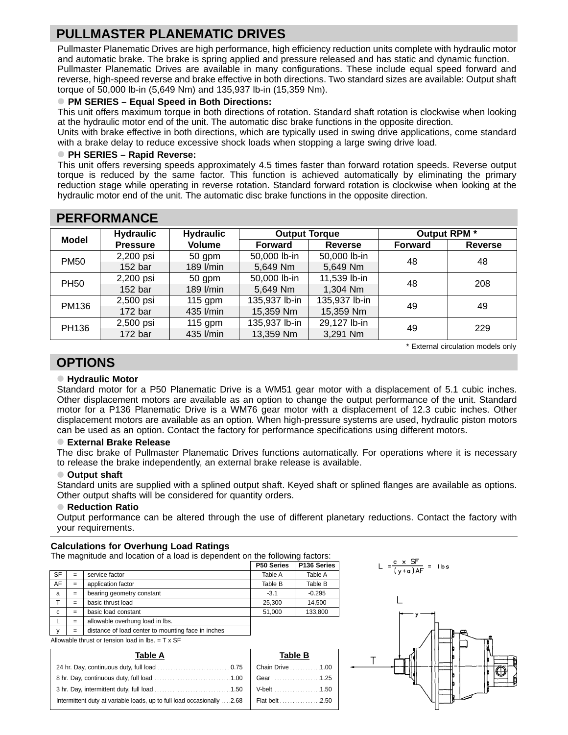## PULLMASTER PLANEMATIC DRIVES

Pullmaster Planematic Drives are high performance, high efficiency reduction units complete with hydraulic motor and automatic brake. The brake is spring applied and pressure released and has static and dynamic function.
Pullmaster Planematic Drives are available in many configurations. These include equal speed forward and reverse, high-speed reverse and brake effective in both directions. Two standard sizes are available: Output shaft torque of 50,000 lb-in (5,649 Nm) and 135,937 lb-in (15,359 Nm).

- **PM SERIES – Equal Speed in Both Directions:**

This unit offers maximum torque in both directions of rotation. Standard shaft rotation is clockwise when looking at the hydraulic motor end of the unit. The automatic disc brake functions in the opposite direction.
Units with brake effective in both directions, which are typically used in swing drive applications, come standard with a brake delay to reduce excessive shock loads when stopping a large swing drive load.

- **PH SERIES – Rapid Reverse:**

This unit offers reversing speeds approximately 4.5 times faster than forward rotation speeds. Reverse output torque is reduced by the same factor. This function is achieved automatically by eliminating the primary reduction stage while operating in reverse rotation. Standard forward rotation is clockwise when looking at the hydraulic motor end of the unit. The automatic disc brake functions in the opposite direction.

## PERFORMANCE

| Model | Hydraulic | Hydraulic | Output Torque | | Output RPM * | |
|---|---|---|---|---|---|---|
| | Pressure | Volume | Forward | Reverse | Forward | Reverse |
| PM50 | 2,200 psi | 50 gpm | 50,000 lb-in | 50,000 lb-in | 48 | 48 |
| | 152 bar | 189 l/min | 5,649 Nm | 5,649 Nm | | |
| PH50 | 2,200 psi | 50 gpm | 50,000 lb-in | 11,539 lb-in | 48 | 208 |
| | 152 bar | 189 l/min | 5,649 Nm | 1,304 Nm | | |
| PM136 | 2,500 psi | 115 gpm | 135,937 lb-in | 135,937 lb-in | 49 | 49 |
| | 172 bar | 435 l/min | 15,359 Nm | 15,359 Nm | | |
| PH136 | 2,500 psi | 115 gpm | 135,937 lb-in | 29,127 lb-in | 49 | 229 |
| | 172 bar | 435 l/min | 13,359 Nm | 3,291 Nm | | |

\* External circulation models only

## OPTIONS

- **Hydraulic Motor**

Standard motor for a P50 Planematic Drive is a WM51 gear motor with a displacement of 5.1 cubic inches. Other displacement motors are available as an option to change the output performance of the unit. Standard motor for a P136 Planematic Drive is a WM76 gear motor with a displacement of 12.3 cubic inches. Other displacement motors are available as an option. When high-pressure systems are used, hydraulic piston motors can be used as an option. Contact the factory for performance specifications using different motors.

- **External Brake Release**

The disc brake of Pullmaster Planematic Drives functions automatically. For operations where it is necessary to release the brake independently, an external brake release is available.

- **Output shaft**

Standard units are supplied with a splined output shaft. Keyed shaft or splined flanges are available as options. Other output shafts will be considered for quantity orders.

- **Reduction Ratio**

Output performance can be altered through the use of different planetary reductions. Contact the factory with your requirements.

### Calculations for Overhung Load Ratings

The magnitude and location of a load is dependent on the following factors:

| | | | P50 Series | P136 Series |
|---|---|---|---|---|
| SF | = | service factor | Table A | Table A |
| AF | = | application factor | Table B | Table B |
| a | = | bearing geometry constant | -3.1 | -0.295 |
| T | = | basic thrust load | 25,300 | 14,500 |
| c | = | basic load constant | 51,000 | 133,800 |
| L | = | allowable overhung load in lbs. | | |
| y | = | distance of load center to mounting face in inches | | |

Allowable thrust or tension load in lbs. = T x SF

$$L = \frac{c \times SF}{(y + a)\,AF} = \text{lbs}$$

| Table A | |
|---|---|
| 24 hr. Day, continuous duty, full load | 0.75 |
| 8 hr. Day, continuous duty, full load | 1.00 |
| 3 hr. Day, intermittent duty, full load | 1.50 |
| Intermittent duty at variable loads, up to full load occasionally | 2.68 |

| Table B | |
|---|---|
| Chain Drive | 1.00 |
| Gear | 1.25 |
| V-belt | 1.50 |
| Flat belt | 2.50 |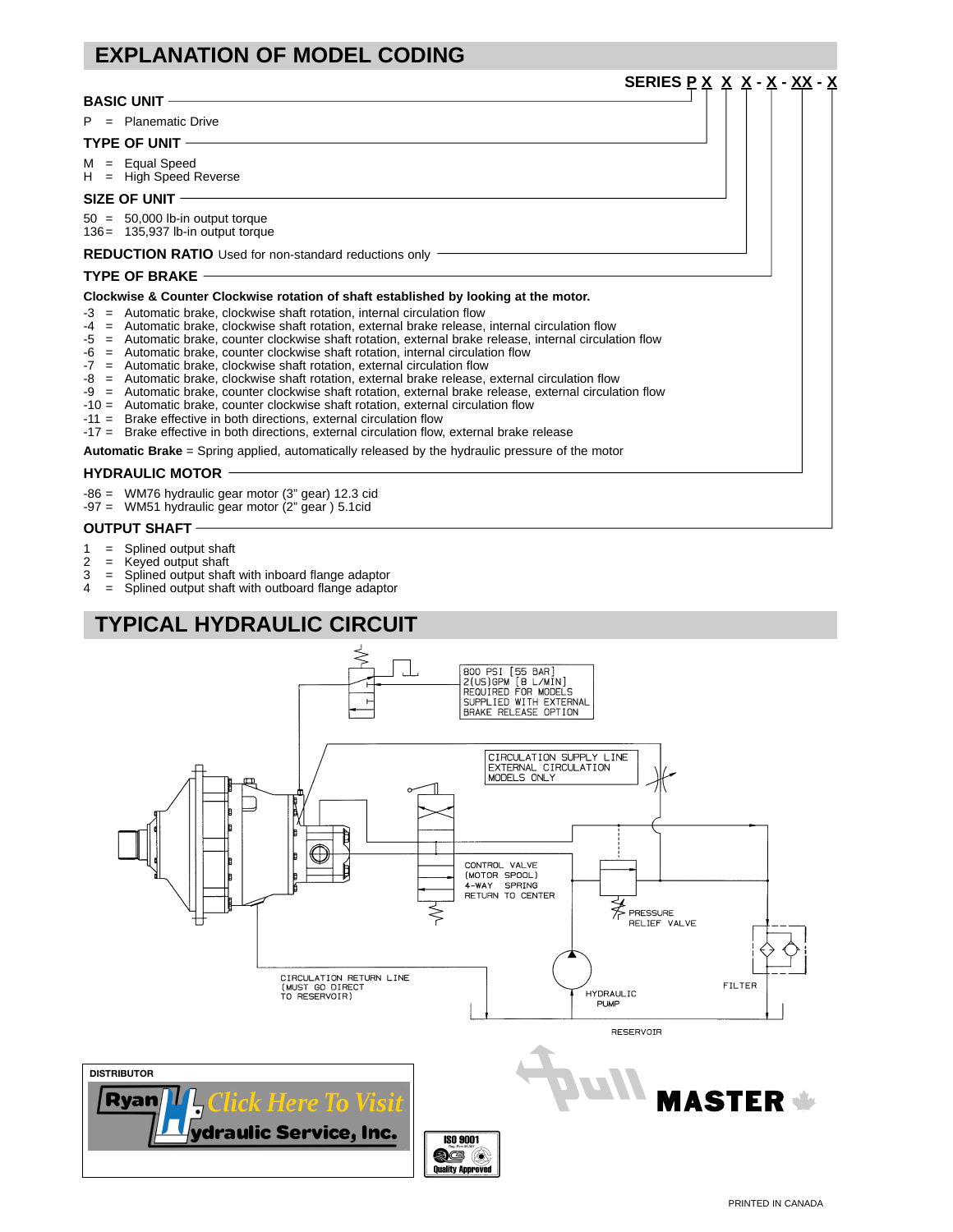## EXPLANATION OF MODEL CODING

**SERIES P X X X - X - XX - X**

**BASIC UNIT**

P = Planematic Drive

**TYPE OF UNIT**

M = Equal Speed
H = High Speed Reverse

**SIZE OF UNIT**

50 = 50,000 lb-in output torque
136 = 135,937 lb-in output torque

**REDUCTION RATIO** Used for non-standard reductions only

**TYPE OF BRAKE**

**Clockwise & Counter Clockwise rotation of shaft established by looking at the motor.**

-3 = Automatic brake, clockwise shaft rotation, internal circulation flow
-4 = Automatic brake, clockwise shaft rotation, external brake release, internal circulation flow
-5 = Automatic brake, counter clockwise shaft rotation, external brake release, internal circulation flow
-6 = Automatic brake, counter clockwise shaft rotation, internal circulation flow
-7 = Automatic brake, clockwise shaft rotation, external circulation flow
-8 = Automatic brake, clockwise shaft rotation, external brake release, external circulation flow
-9 = Automatic brake, counter clockwise shaft rotation, external brake release, external circulation flow
-10 = Automatic brake, counter clockwise shaft rotation, external circulation flow
-11 = Brake effective in both directions, external circulation flow
-17 = Brake effective in both directions, external circulation flow, external brake release

**Automatic Brake** = Spring applied, automatically released by the hydraulic pressure of the motor

**HYDRAULIC MOTOR**

-86 = WM76 hydraulic gear motor (3" gear) 12.3 cid
-97 = WM51 hydraulic gear motor (2" gear ) 5.1cid

**OUTPUT SHAFT**

1 = Splined output shaft
2 = Keyed output shaft
3 = Splined output shaft with inboard flange adaptor
4 = Splined output shaft with outboard flange adaptor

## TYPICAL HYDRAULIC CIRCUIT

800 PSI [55 BAR]
2(US)GPM [8 L/MIN]
REQUIRED FOR MODELS
SUPPLIED WITH EXTERNAL
BRAKE RELEASE OPTION

CIRCULATION SUPPLY LINE
EXTERNAL CIRCULATION
MODELS ONLY

CONTROL VALVE
(MOTOR SPOOL)
4-WAY SPRING
RETURN TO CENTER

PRESSURE
RELIEF VALVE

CIRCULATION RETURN LINE
(MUST GO DIRECT
TO RESERVOIR)

HYDRAULIC
PUMP

FILTER

RESERVOIR

DISTRIBUTOR

Ryan Hydraulic Service, Inc. Click Here To Visit

ISO 9001 Quality Approved

Pull MASTER

PRINTED IN CANADA